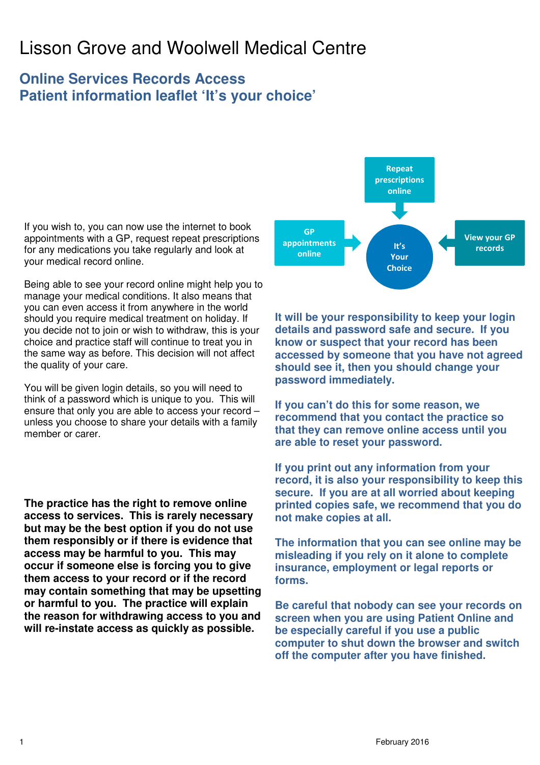# Lisson Grove and Woolwell Medical Centre

## Online Services Records Access
## Patient information leaflet 'It's your choice'

If you wish to, you can now use the internet to book appointments with a GP, request repeat prescriptions for any medications you take regularly and look at your medical record online.

Being able to see your record online might help you to manage your medical conditions. It also means that you can even access it from anywhere in the world should you require medical treatment on holiday. If you decide not to join or wish to withdraw, this is your choice and practice staff will continue to treat you in the same way as before. This decision will not affect the quality of your care.

You will be given login details, so you will need to think of a password which is unique to you. This will ensure that only you are able to access your record – unless you choose to share your details with a family member or carer.

**The practice has the right to remove online access to services. This is rarely necessary but may be the best option if you do not use them responsibly or if there is evidence that access may be harmful to you. This may occur if someone else is forcing you to give them access to your record or if the record may contain something that may be upsetting or harmful to you. The practice will explain the reason for withdrawing access to you and will re-instate access as quickly as possible.**

Repeat prescriptions online

GP appointments online

It's Your Choice

View your GP records

**It will be your responsibility to keep your login details and password safe and secure. If you know or suspect that your record has been accessed by someone that you have not agreed should see it, then you should change your password immediately.**

**If you can't do this for some reason, we recommend that you contact the practice so that they can remove online access until you are able to reset your password.**

**If you print out any information from your record, it is also your responsibility to keep this secure. If you are at all worried about keeping printed copies safe, we recommend that you do not make copies at all.**

**The information that you can see online may be misleading if you rely on it alone to complete insurance, employment or legal reports or forms.**

**Be careful that nobody can see your records on screen when you are using Patient Online and be especially careful if you use a public computer to shut down the browser and switch off the computer after you have finished.**

February 2016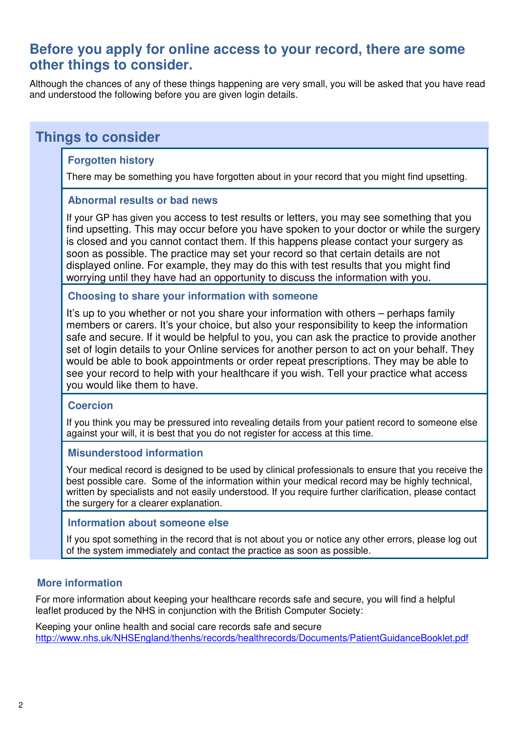## Before you apply for online access to your record, there are some other things to consider.

Although the chances of any of these things happening are very small, you will be asked that you have read and understood the following before you are given login details.

## Things to consider

### Forgotten history

There may be something you have forgotten about in your record that you might find upsetting.

### Abnormal results or bad news

If your GP has given you access to test results or letters, you may see something that you find upsetting. This may occur before you have spoken to your doctor or while the surgery is closed and you cannot contact them. If this happens please contact your surgery as soon as possible. The practice may set your record so that certain details are not displayed online. For example, they may do this with test results that you might find worrying until they have had an opportunity to discuss the information with you.

### Choosing to share your information with someone

It's up to you whether or not you share your information with others – perhaps family members or carers. It's your choice, but also your responsibility to keep the information safe and secure. If it would be helpful to you, you can ask the practice to provide another set of login details to your Online services for another person to act on your behalf. They would be able to book appointments or order repeat prescriptions. They may be able to see your record to help with your healthcare if you wish. Tell your practice what access you would like them to have.

### Coercion

If you think you may be pressured into revealing details from your patient record to someone else against your will, it is best that you do not register for access at this time.

### Misunderstood information

Your medical record is designed to be used by clinical professionals to ensure that you receive the best possible care. Some of the information within your medical record may be highly technical, written by specialists and not easily understood. If you require further clarification, please contact the surgery for a clearer explanation.

### Information about someone else

If you spot something in the record that is not about you or notice any other errors, please log out of the system immediately and contact the practice as soon as possible.

### More information

For more information about keeping your healthcare records safe and secure, you will find a helpful leaflet produced by the NHS in conjunction with the British Computer Society:

Keeping your online health and social care records safe and secure
http://www.nhs.uk/NHSEngland/thenhs/records/healthrecords/Documents/PatientGuidanceBooklet.pdf